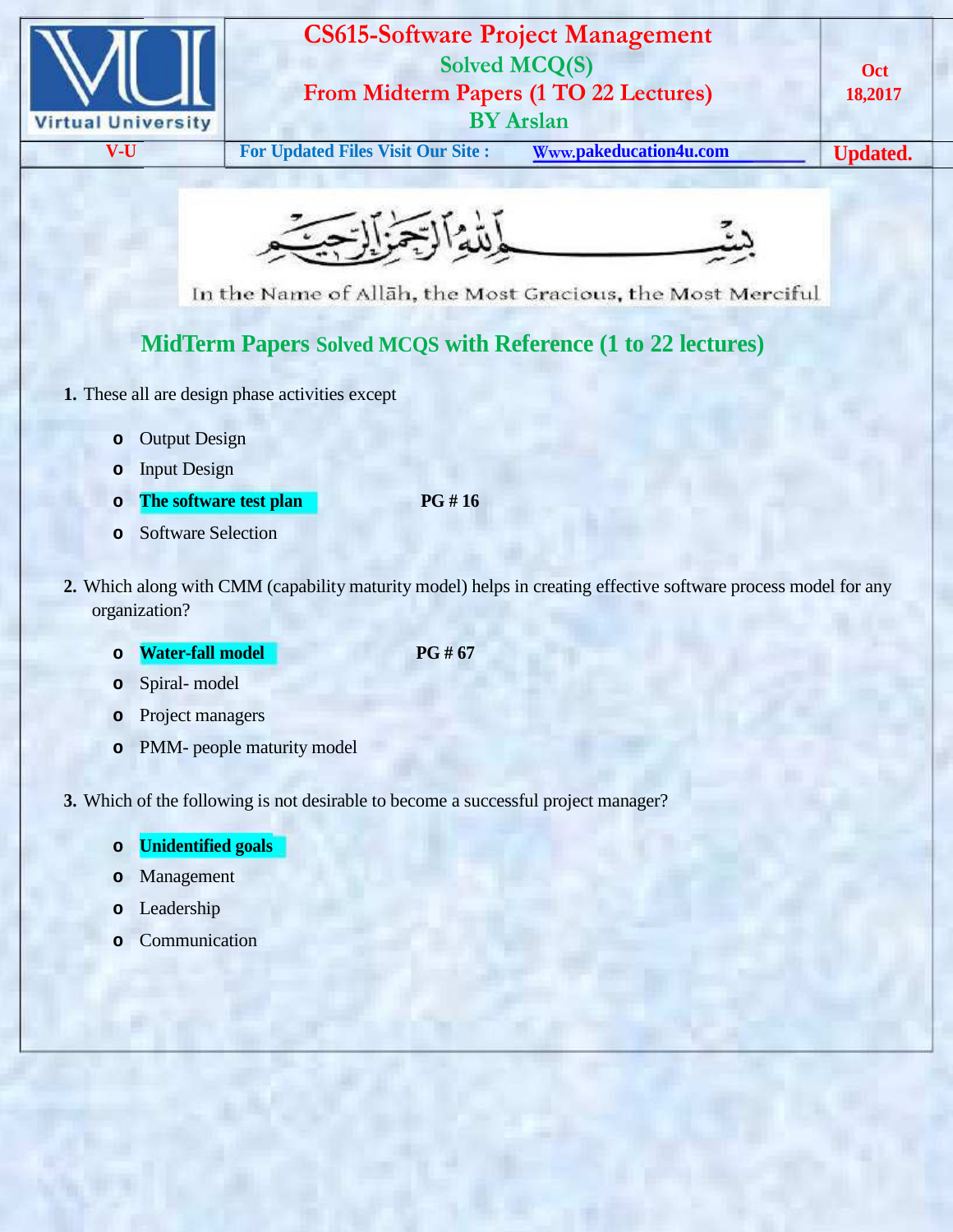# CS615-Software Project Management

## Solved MCQ(S)

## From Midterm Papers (1 TO 22 Lectures)

## BY Arslan

Oct 18,2017

V-U | For Updated Files Visit Our Site : Www.pakeducation4u.com | Updated.

In the Name of Allāh, the Most Gracious, the Most Merciful

## MidTerm Papers Solved MCQS with Reference (1 to 22 lectures)

**1.** These all are design phase activities except

- Output Design
- Input Design
- **The software test plan** **PG # 16**
- Software Selection

**2.** Which along with CMM (capability maturity model) helps in creating effective software process model for any organization?

- **Water-fall model** **PG # 67**
- Spiral- model
- Project managers
- PMM- people maturity model

**3.** Which of the following is not desirable to become a successful project manager?

- **Unidentified goals**
- Management
- Leadership
- Communication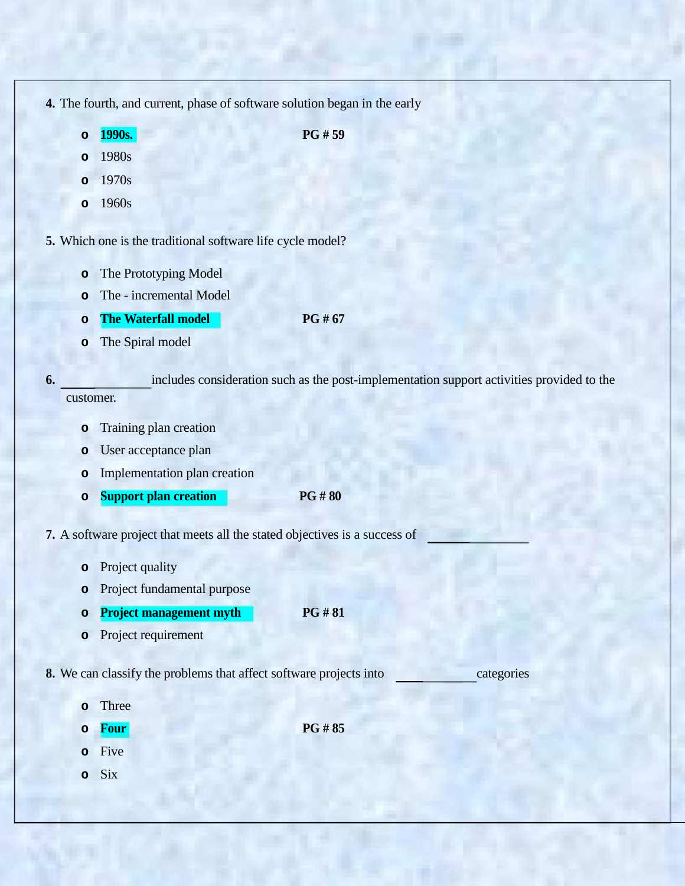**4.** The fourth, and current, phase of software solution began in the early

- **1990s.** **PG # 59**
- 1980s
- 1970s
- 1960s

**5.** Which one is the traditional software life cycle model?

- The Prototyping Model
- The - incremental Model
- **The Waterfall model** **PG # 67**
- The Spiral model

**6.** ______________ includes consideration such as the post-implementation support activities provided to the customer.

- Training plan creation
- User acceptance plan
- Implementation plan creation
- **Support plan creation** **PG # 80**

**7.** A software project that meets all the stated objectives is a success of ______________

- Project quality
- Project fundamental purpose
- **Project management myth** **PG # 81**
- Project requirement

**8.** We can classify the problems that affect software projects into ____________ categories

- Three
- **Four** **PG # 85**
- Five
- Six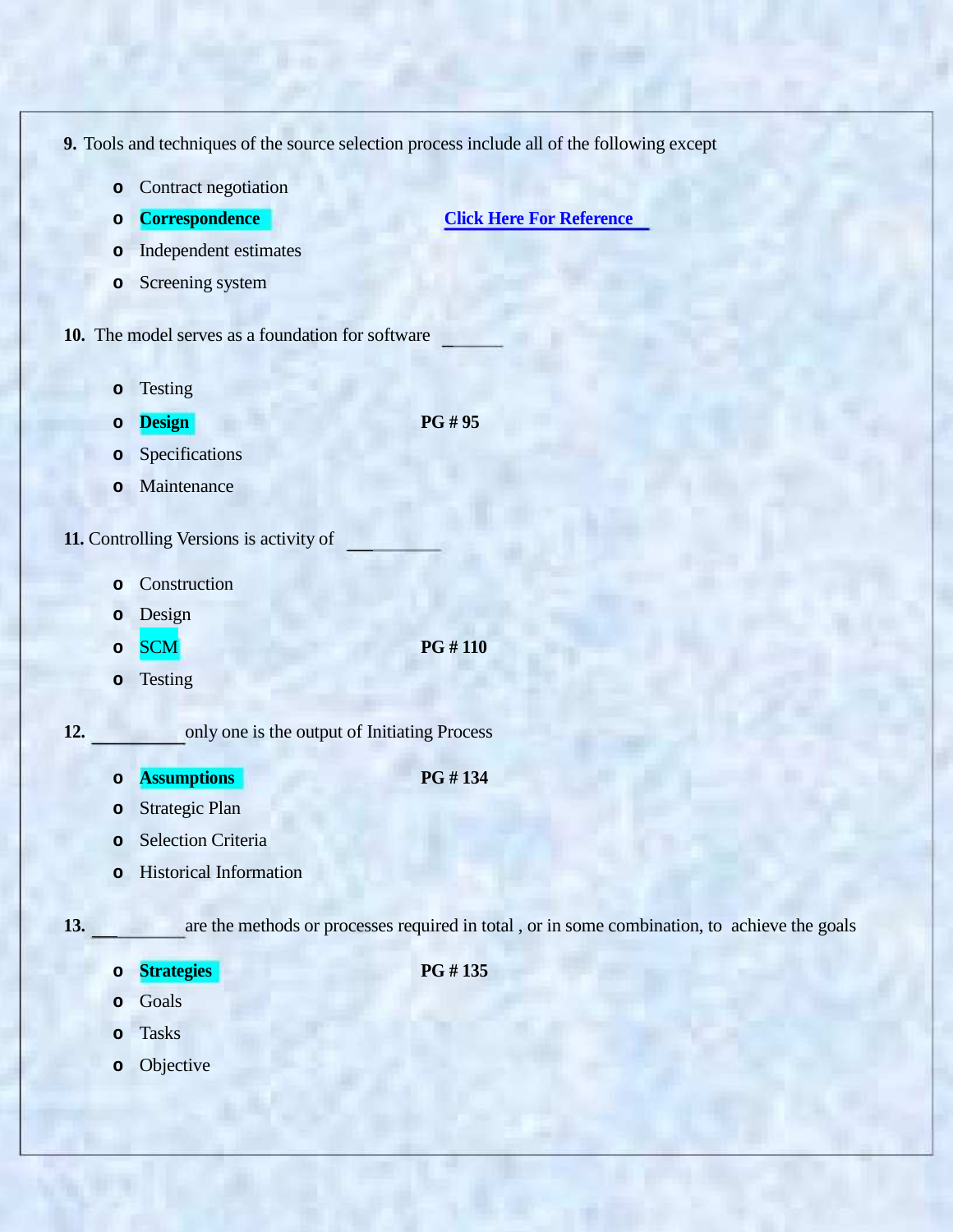**9.** Tools and techniques of the source selection process include all of the following except

- Contract negotiation
- **Correspondence** [Click Here For Reference](#)
- Independent estimates
- Screening system

**10.** The model serves as a foundation for software ______

- Testing
- **Design** **PG # 95**
- Specifications
- Maintenance

**11.** Controlling Versions is activity of __________

- Construction
- Design
- SCM **PG # 110**
- Testing

**12.** __________ only one is the output of Initiating Process

- **Assumptions** **PG # 134**
- Strategic Plan
- Selection Criteria
- Historical Information

**13.** __________ are the methods or processes required in total , or in some combination, to achieve the goals

- **Strategies** **PG # 135**
- Goals
- Tasks
- Objective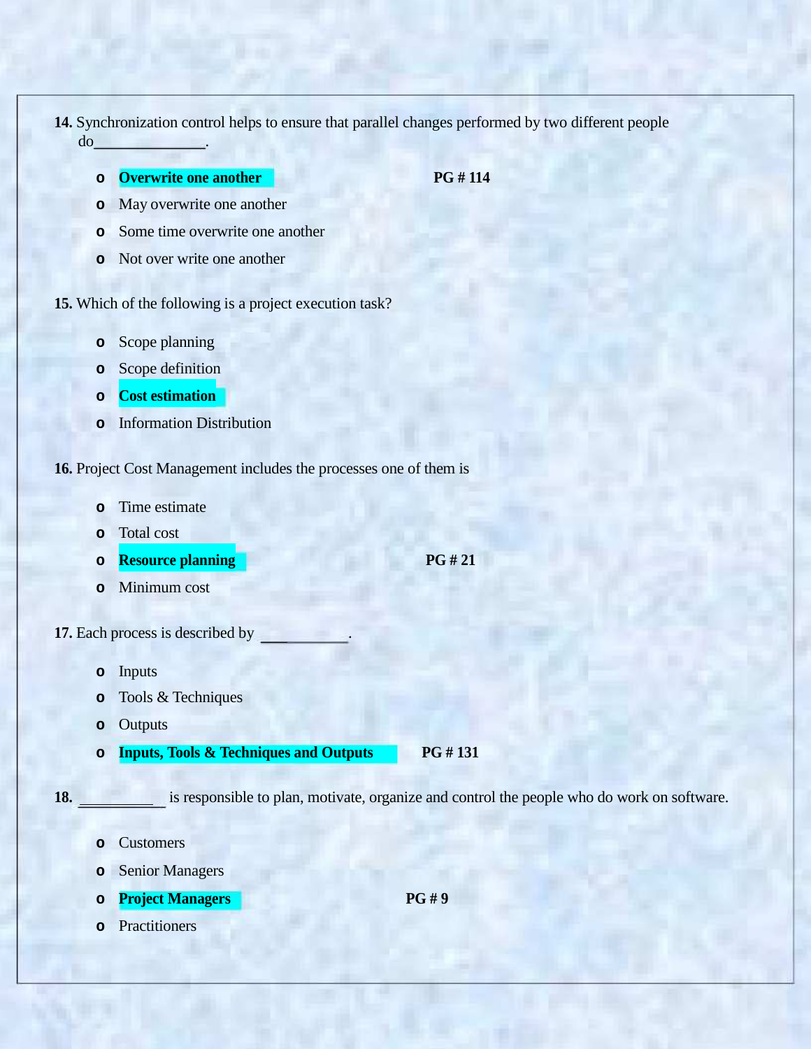**14.** Synchronization control helps to ensure that parallel changes performed by two different people do_______________.

- **Overwrite one another** **PG # 114**
- May overwrite one another
- Some time overwrite one another
- Not over write one another

**15.** Which of the following is a project execution task?

- Scope planning
- Scope definition
- **Cost estimation**
- Information Distribution

**16.** Project Cost Management includes the processes one of them is

- Time estimate
- Total cost
- **Resource planning** **PG # 21**
- Minimum cost

**17.** Each process is described by ____________.

- Inputs
- Tools & Techniques
- Outputs
- **Inputs, Tools & Techniques and Outputs** **PG # 131**

**18.** ___________ is responsible to plan, motivate, organize and control the people who do work on software.

- Customers
- Senior Managers
- **Project Managers** **PG # 9**
- Practitioners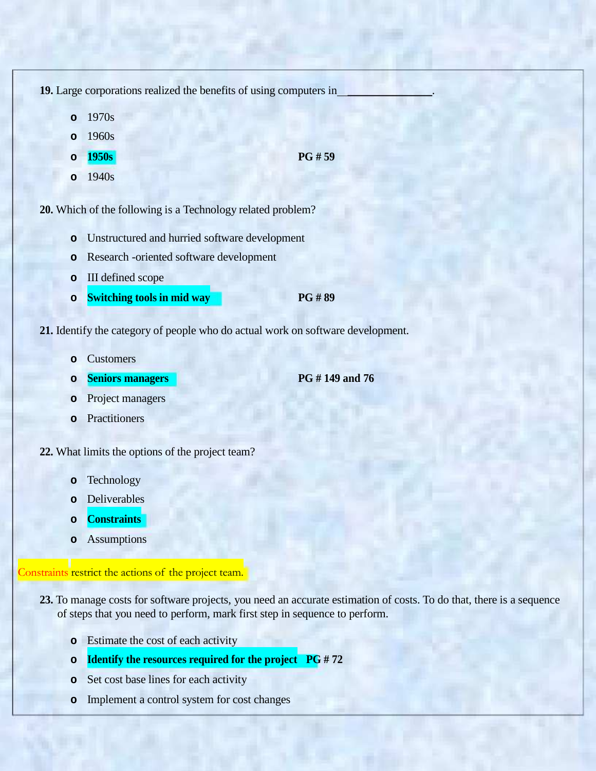**19.** Large corporations realized the benefits of using computers in________________.

- 1970s
- 1960s
- **1950s** **PG # 59**
- 1940s

**20.** Which of the following is a Technology related problem?

- Unstructured and hurried software development
- Research -oriented software development
- Ill defined scope
- **Switching tools in mid way** **PG # 89**

**21.** Identify the category of people who do actual work on software development.

- Customers
- **Seniors managers** **PG # 149 and 76**
- Project managers
- Practitioners

**22.** What limits the options of the project team?

- Technology
- Deliverables
- **Constraints**
- Assumptions

Constraints restrict the actions of the project team.

**23.** To manage costs for software projects, you need an accurate estimation of costs. To do that, there is a sequence of steps that you need to perform, mark first step in sequence to perform.

- Estimate the cost of each activity
- **Identify the resources required for the project** **PG # 72**
- Set cost base lines for each activity
- Implement a control system for cost changes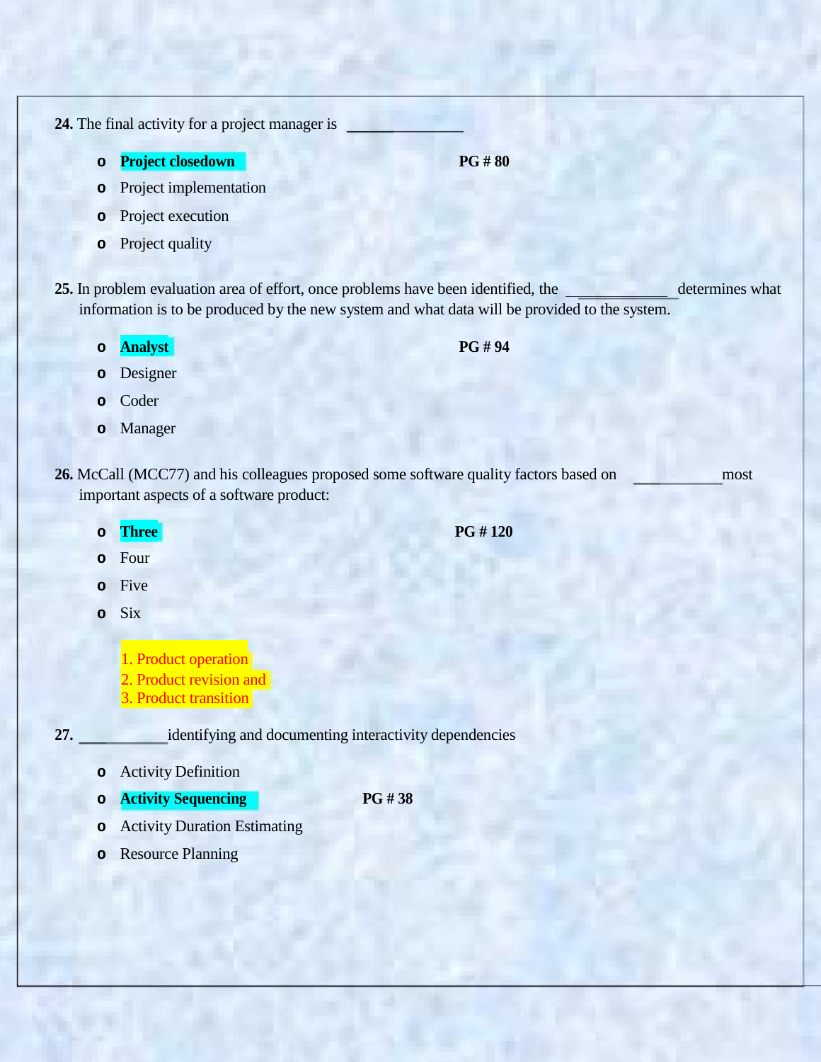**24.** The final activity for a project manager is _______________

- **Project closedown** **PG # 80**
- Project implementation
- Project execution
- Project quality

**25.** In problem evaluation area of effort, once problems have been identified, the _____________ determines what information is to be produced by the new system and what data will be provided to the system.

- **Analyst** **PG # 94**
- Designer
- Coder
- Manager

**26.** McCall (MCC77) and his colleagues proposed some software quality factors based on ___________ most important aspects of a software product:

- **Three** **PG # 120**
- Four
- Five
- Six

1. Product operation
2. Product revision and
3. Product transition

**27.** ___________ identifying and documenting interactivity dependencies

- Activity Definition
- **Activity Sequencing** **PG # 38**
- Activity Duration Estimating
- Resource Planning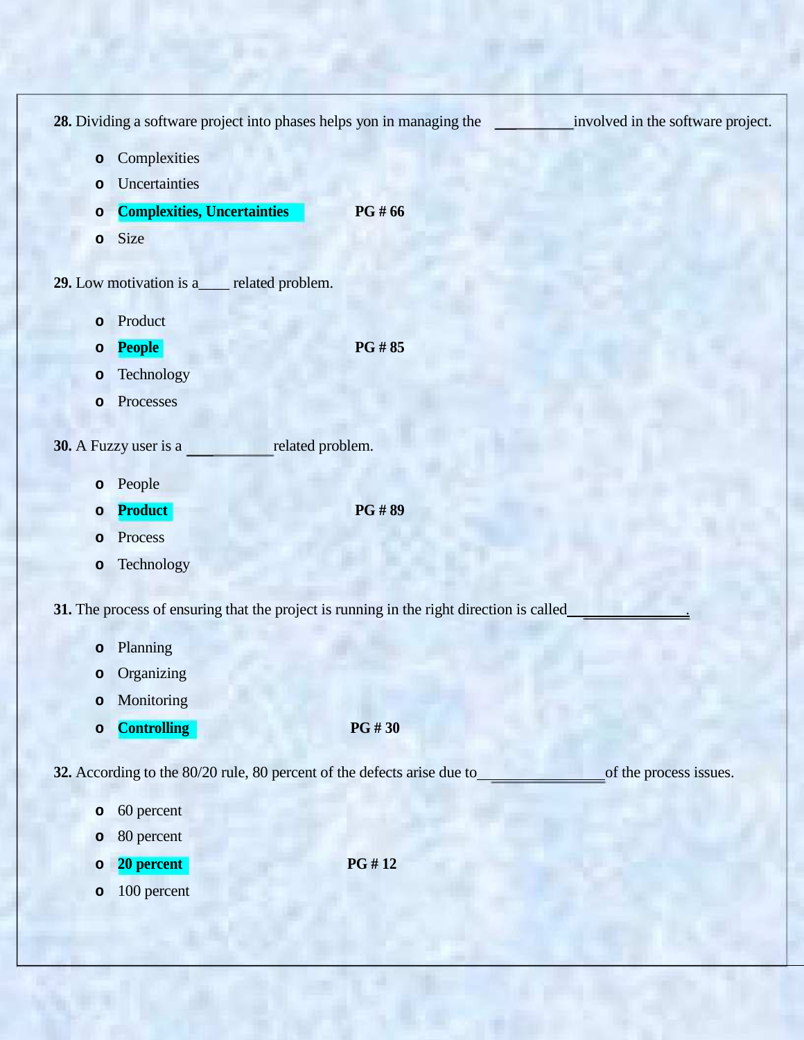**28.** Dividing a software project into phases helps yon in managing the ___________ involved in the software project.

- Complexities
- Uncertainties
- **Complexities, Uncertainties** **PG # 66**
- Size

**29.** Low motivation is a____ related problem.

- Product
- **People** **PG # 85**
- Technology
- Processes

**30.** A Fuzzy user is a ___________ related problem.

- People
- **Product** **PG # 89**
- Process
- Technology

**31.** The process of ensuring that the project is running in the right direction is called_______________.

- Planning
- Organizing
- Monitoring
- **Controlling** **PG # 30**

**32.** According to the 80/20 rule, 80 percent of the defects arise due to_______________ of the process issues.

- 60 percent
- 80 percent
- **20 percent** **PG # 12**
- 100 percent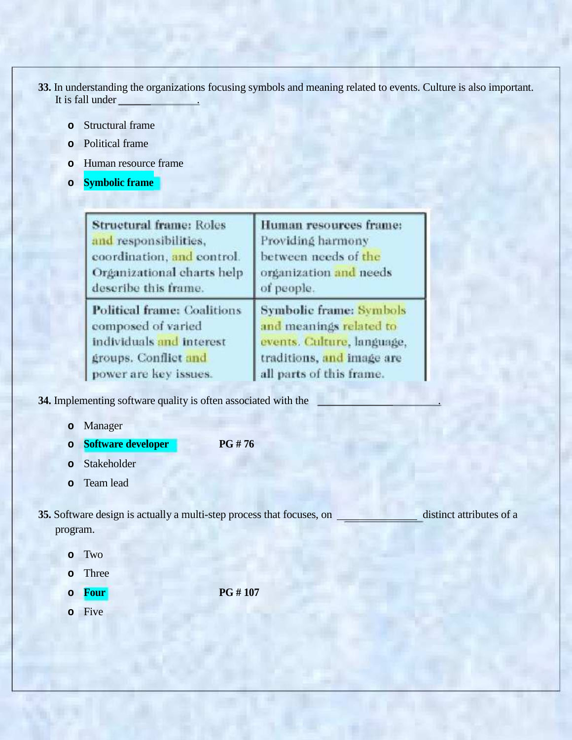**33.** In understanding the organizations focusing symbols and meaning related to events. Culture is also important. It is fall under ________________.

- Structural frame
- Political frame
- Human resource frame
- **Symbolic frame**

| **Structural frame:** Roles and responsibilities, coordination, and control. Organizational charts help describe this frame. | **Human resources frame:** Providing harmony between needs of the organization and needs of people. |
|---|---|
| **Political frame:** Coalitions composed of varied individuals and interest groups. Conflict and power are key issues. | **Symbolic frame:** Symbols and meanings related to events. Culture, language, traditions, and image are all parts of this frame. |

**34.** Implementing software quality is often associated with the ________________________.

- Manager
- **Software developer** **PG # 76**
- Stakeholder
- Team lead

**35.** Software design is actually a multi-step process that focuses, on ________________ distinct attributes of a program.

- Two
- Three
- **Four** **PG # 107**
- Five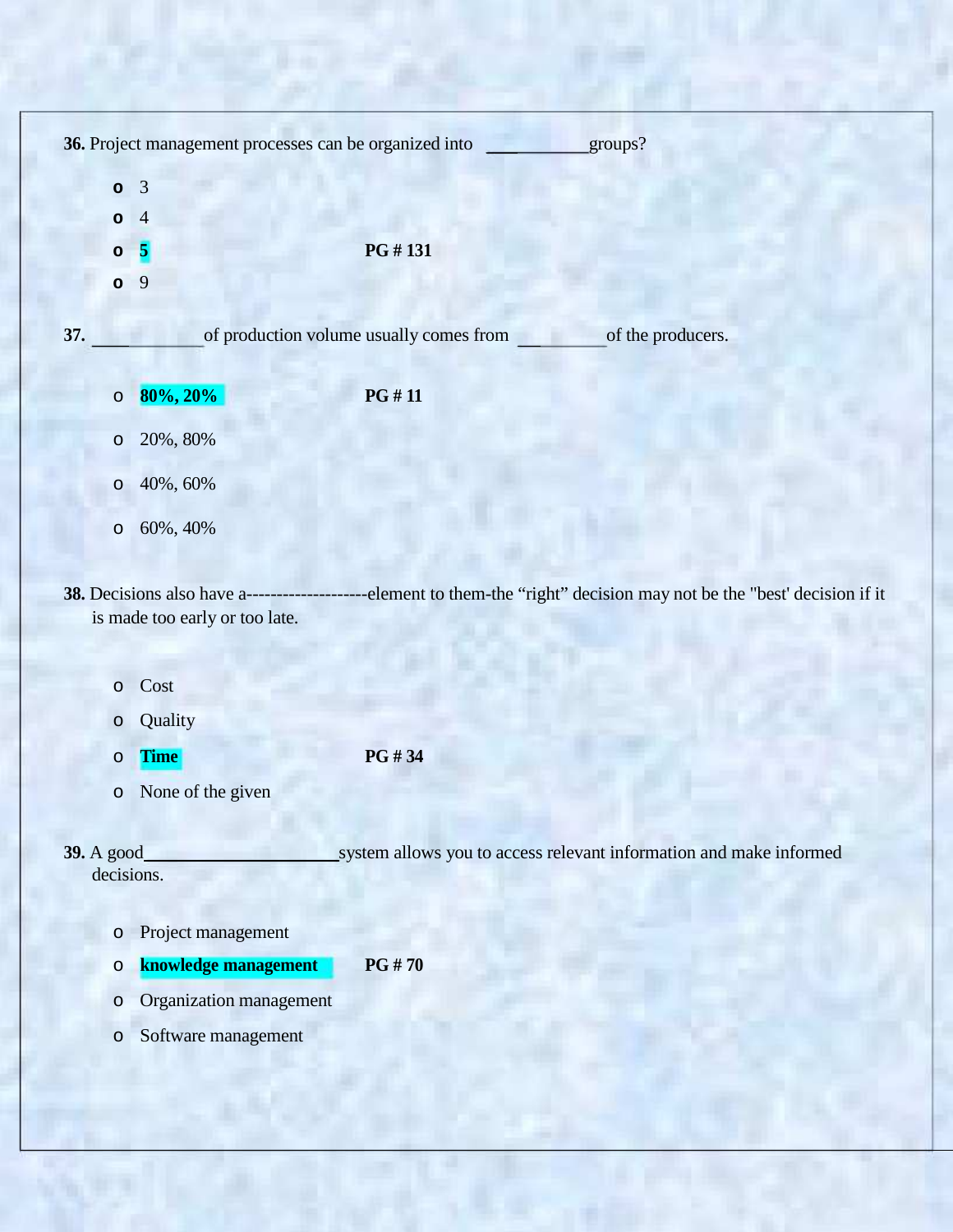**36.** Project management processes can be organized into ____________groups?

- 3
- 4
- **5** **PG # 131**
- 9

**37.** ____________ of production volume usually comes from __________ of the producers.

- **80%, 20%** **PG # 11**
- 20%, 80%
- 40%, 60%
- 60%, 40%

**38.** Decisions also have a--------------------element to them-the “right” decision may not be the "best' decision if it is made too early or too late.

- Cost
- Quality
- **Time** **PG # 34**
- None of the given

**39.** A good______________________system allows you to access relevant information and make informed decisions.

- Project management
- **knowledge management** **PG # 70**
- Organization management
- Software management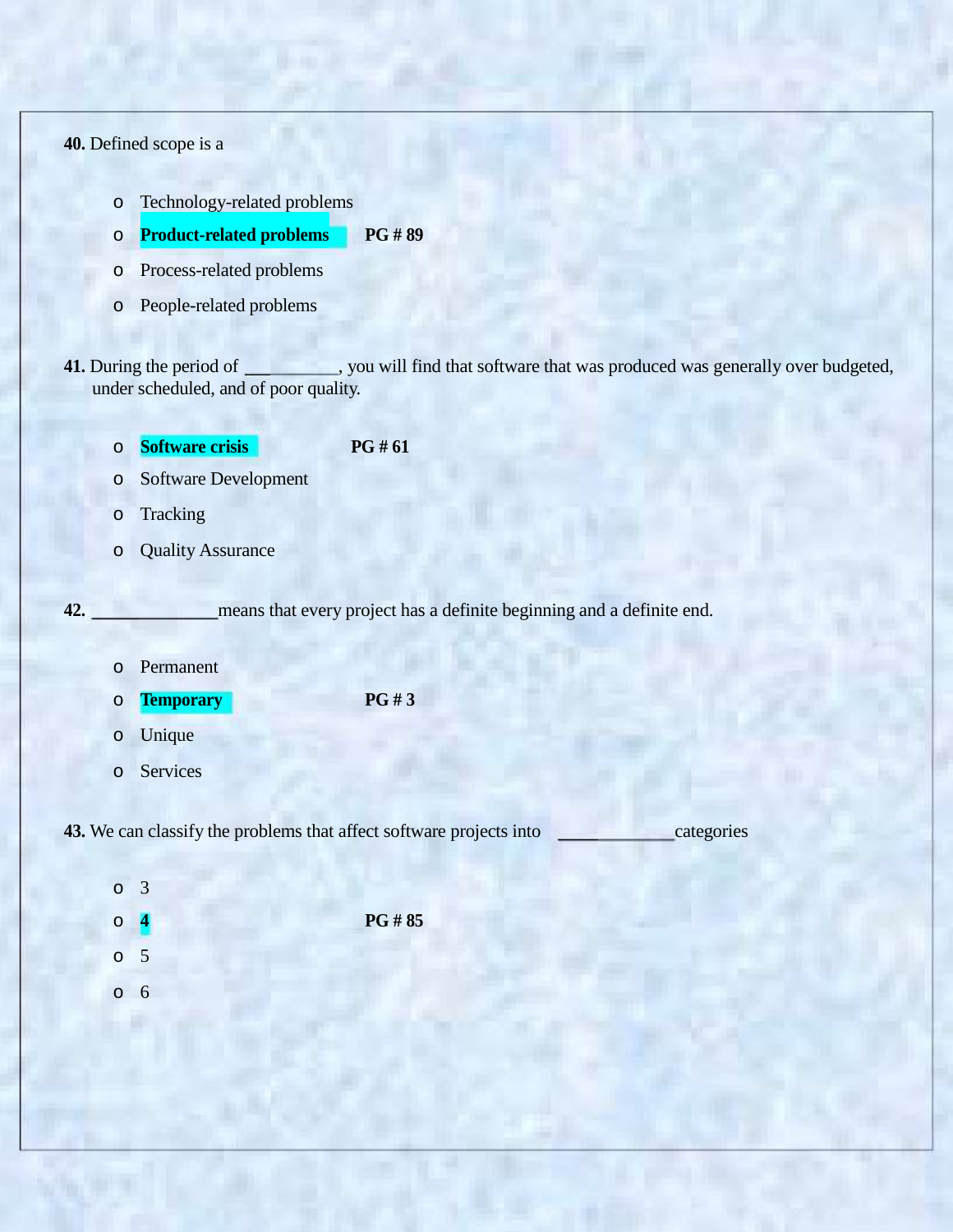**40.** Defined scope is a

- Technology-related problems
- **Product-related problems** **PG # 89**
- Process-related problems
- People-related problems

**41.** During the period of __________, you will find that software that was produced was generally over budgeted, under scheduled, and of poor quality.

- **Software crisis** **PG # 61**
- Software Development
- Tracking
- Quality Assurance

**42.** ______________means that every project has a definite beginning and a definite end.

- Permanent
- **Temporary** **PG # 3**
- Unique
- Services

**43.** We can classify the problems that affect software projects into _____________categories

- 3
- **4** **PG # 85**
- 5
- 6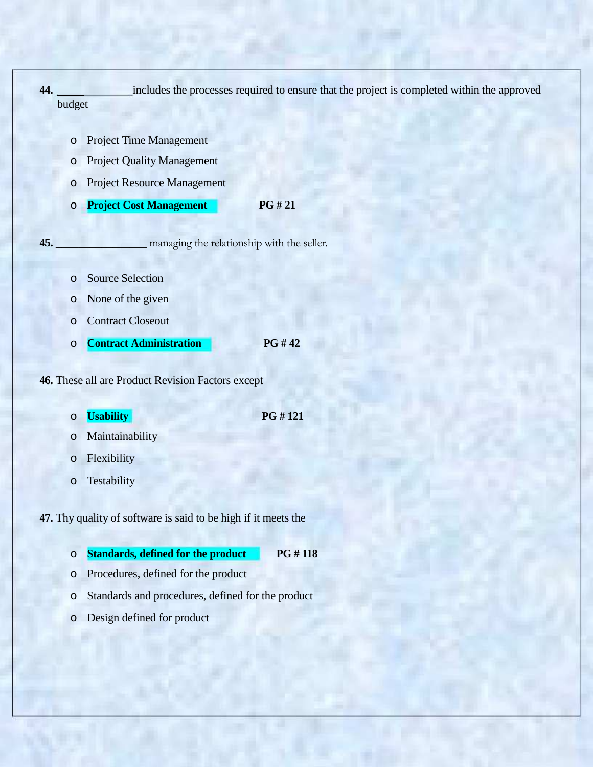**44.** ______________includes the processes required to ensure that the project is completed within the approved budget

- Project Time Management
- Project Quality Management
- Project Resource Management
- **Project Cost Management** **PG # 21**

**45.** ________________ managing the relationship with the seller.

- Source Selection
- None of the given
- Contract Closeout
- **Contract Administration** **PG # 42**

**46.** These all are Product Revision Factors except

- **Usability** **PG # 121**
- Maintainability
- Flexibility
- Testability

**47.** Thy quality of software is said to be high if it meets the

- **Standards, defined for the product** **PG # 118**
- Procedures, defined for the product
- Standards and procedures, defined for the product
- Design defined for product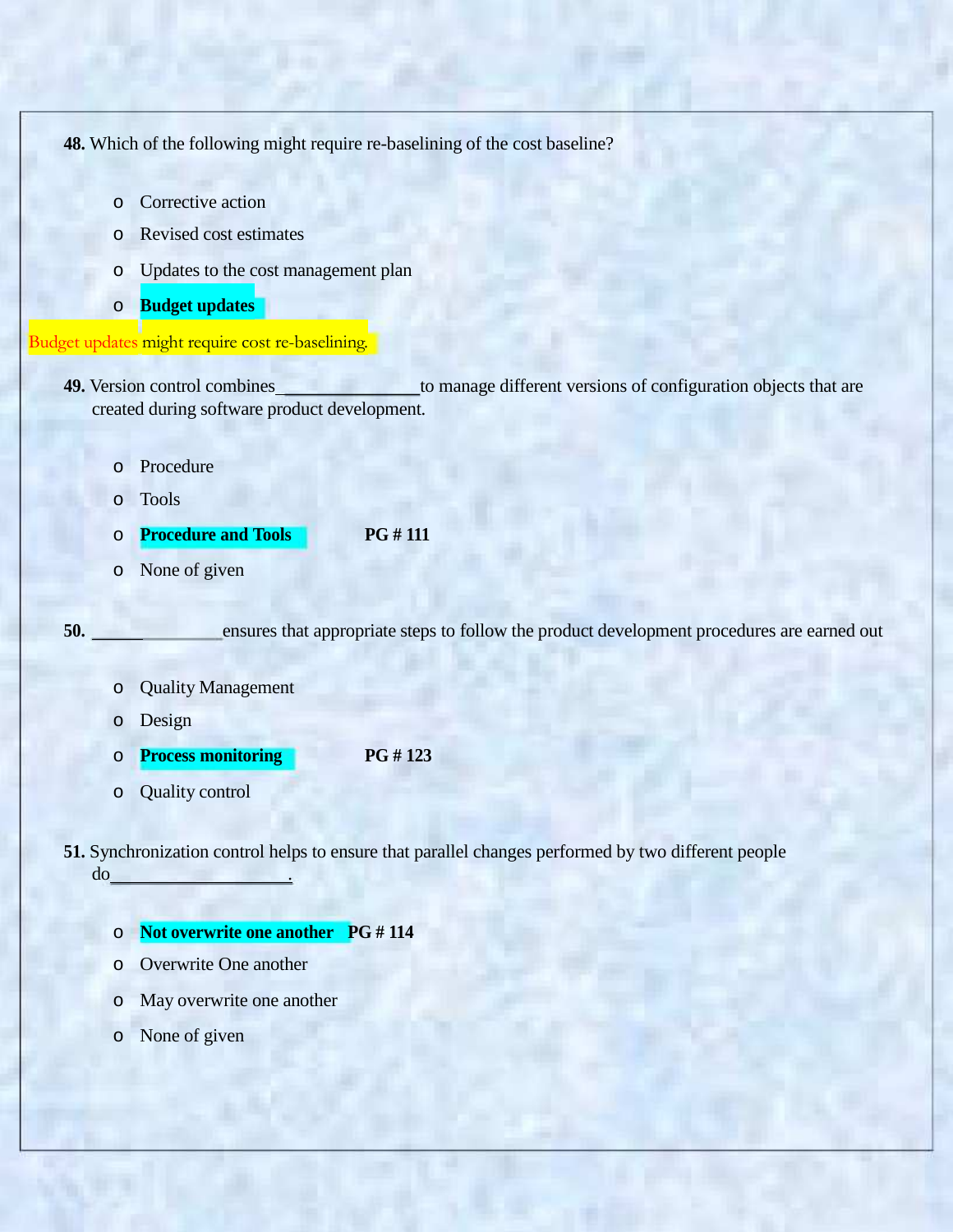**48.** Which of the following might require re-baselining of the cost baseline?

- Corrective action
- Revised cost estimates
- Updates to the cost management plan
- **Budget updates**

Budget updates might require cost re-baselining.

**49.** Version control combines_______________to manage different versions of configuration objects that are created during software product development.

- Procedure
- Tools
- **Procedure and Tools** **PG # 111**
- None of given

**50.** _______________ensures that appropriate steps to follow the product development procedures are earned out

- Quality Management
- Design
- **Process monitoring** **PG # 123**
- Quality control

**51.** Synchronization control helps to ensure that parallel changes performed by two different people do____________________.

- **Not overwrite one another** **PG # 114**
- Overwrite One another
- May overwrite one another
- None of given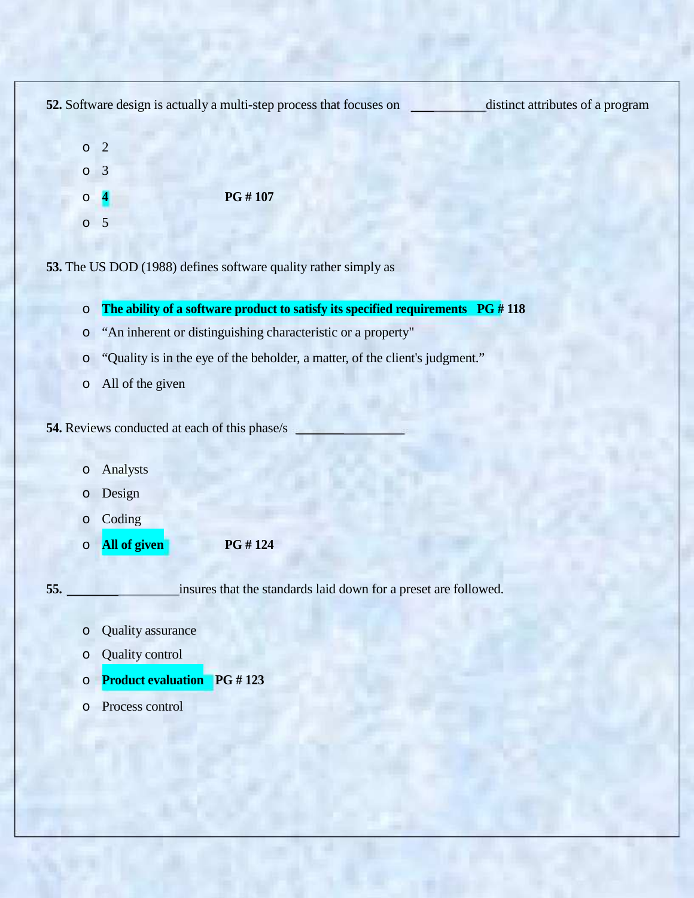**52.** Software design is actually a multi-step process that focuses on ___________distinct attributes of a program

- 2
- 3
- **4** **PG # 107**
- 5

**53.** The US DOD (1988) defines software quality rather simply as

- **The ability of a software product to satisfy its specified requirements PG # 118**
- "An inherent or distinguishing characteristic or a property"
- "Quality is in the eye of the beholder, a matter, of the client's judgment."
- All of the given

**54.** Reviews conducted at each of this phase/s ________________

- Analysts
- Design
- Coding
- **All of given** **PG # 124**

**55.** ________________insures that the standards laid down for a preset are followed.

- Quality assurance
- Quality control
- **Product evaluation** **PG # 123**
- Process control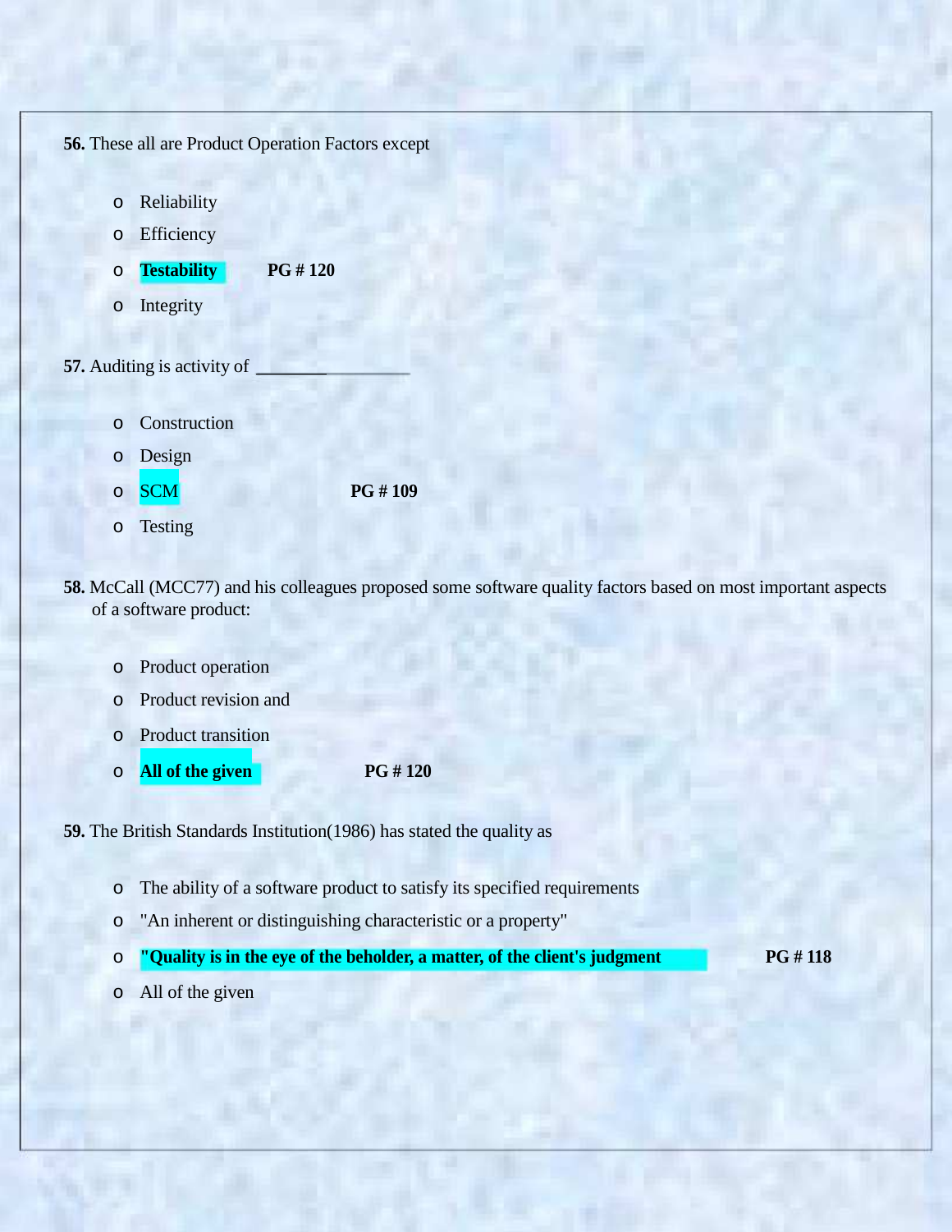**56.** These all are Product Operation Factors except

- Reliability
- Efficiency
- **Testability** **PG # 120**
- Integrity

**57.** Auditing is activity of ________

- Construction
- Design
- SCM **PG # 109**
- Testing

**58.** McCall (MCC77) and his colleagues proposed some software quality factors based on most important aspects of a software product:

- Product operation
- Product revision and
- Product transition
- **All of the given** **PG # 120**

**59.** The British Standards Institution(1986) has stated the quality as

- The ability of a software product to satisfy its specified requirements
- "An inherent or distinguishing characteristic or a property"
- **"Quality is in the eye of the beholder, a matter, of the client's judgment** **PG # 118**
- All of the given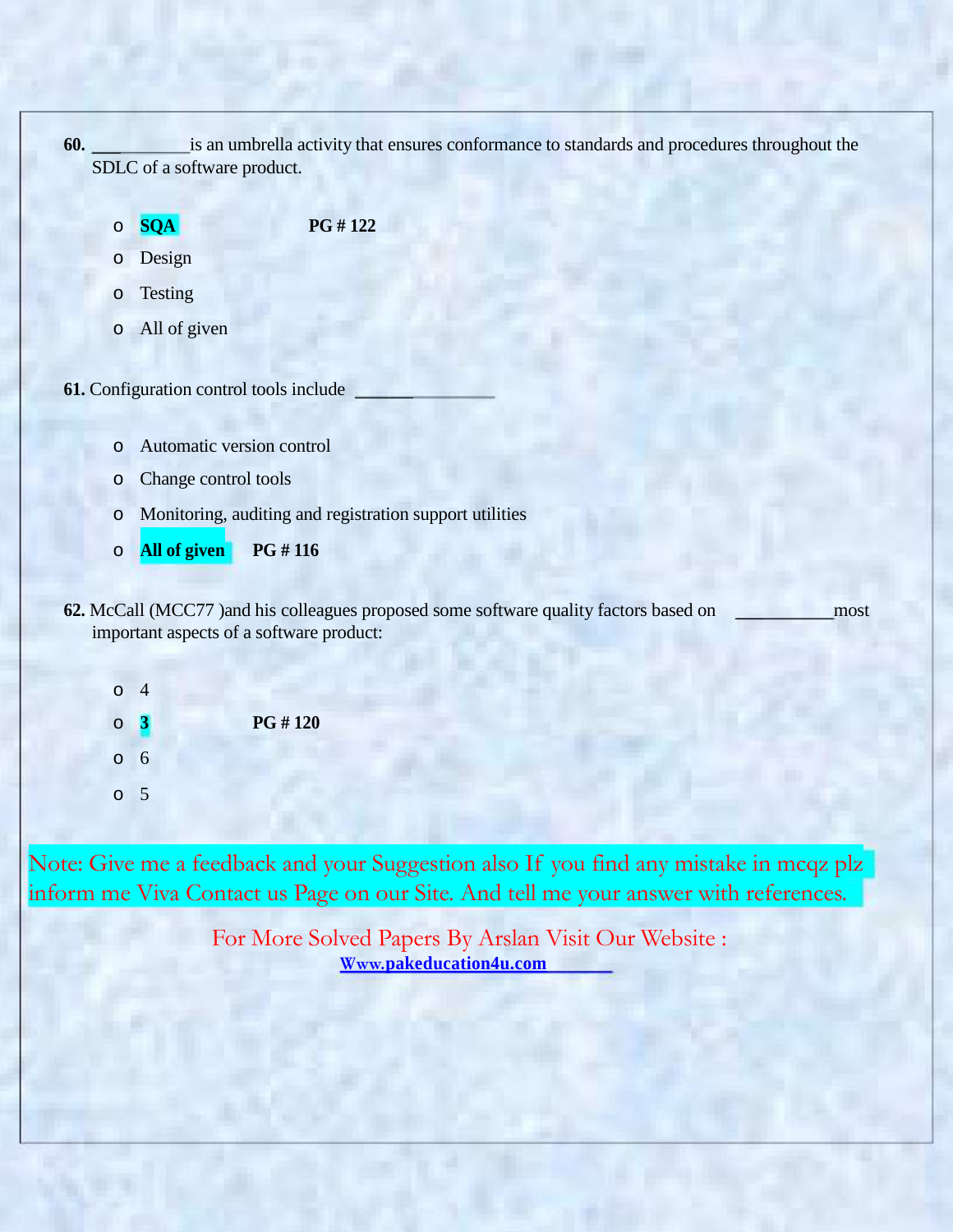**60.** __________is an umbrella activity that ensures conformance to standards and procedures throughout the SDLC of a software product.

- **SQA** **PG # 122**
- Design
- Testing
- All of given

**61.** Configuration control tools include __________

- Automatic version control
- Change control tools
- Monitoring, auditing and registration support utilities
- **All of given** **PG # 116**

**62.** McCall (MCC77 )and his colleagues proposed some software quality factors based on __________most important aspects of a software product:

- 4
- **3** **PG # 120**
- 6
- 5

Note: Give me a feedback and your Suggestion also If you find any mistake in mcqz plz inform me Viva Contact us Page on our Site. And tell me your answer with references.

For More Solved Papers By Arslan Visit Our Website :
Www.pakeducation4u.com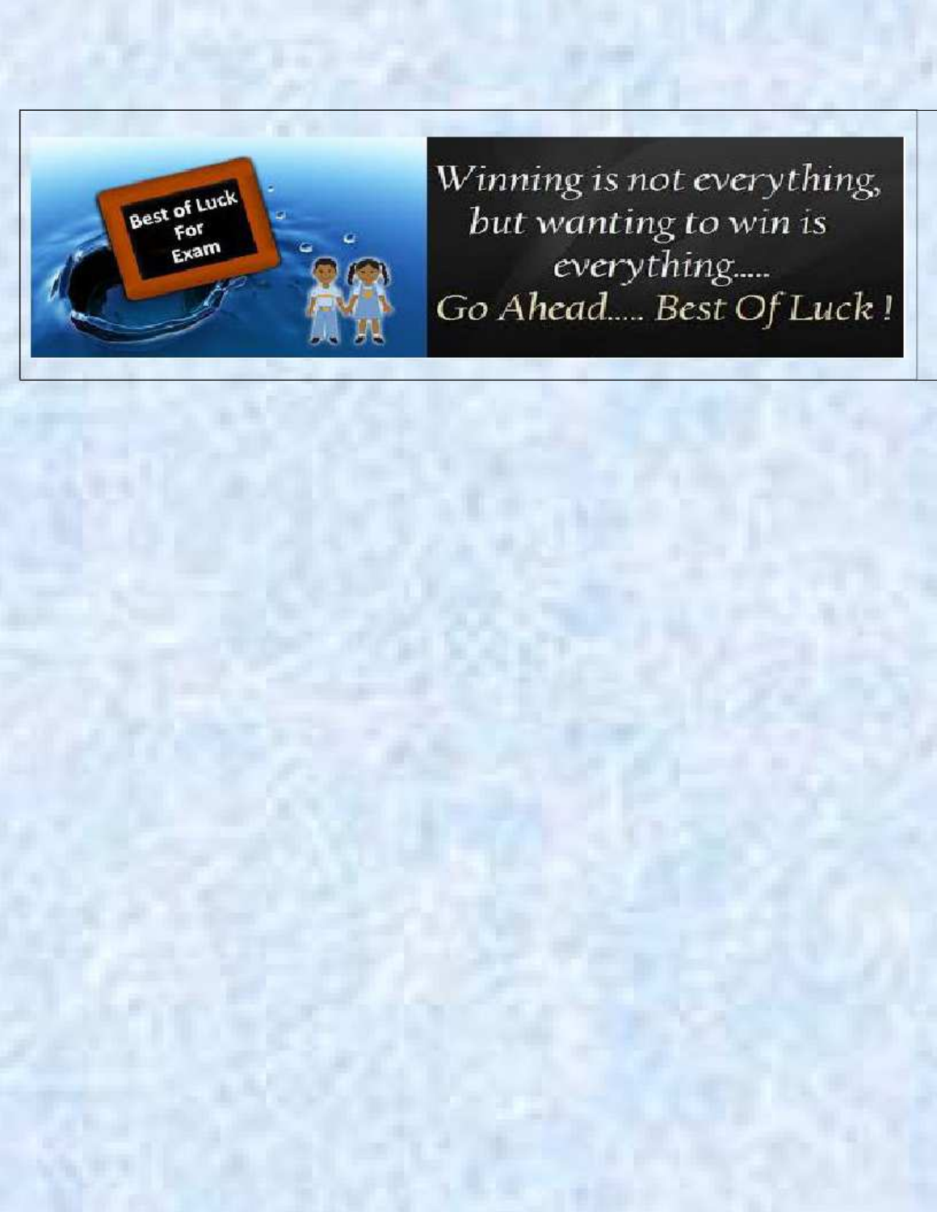Best of Luck For Exam

Winning is not everything, but wanting to win is everything.....

Go Ahead..... Best Of Luck !